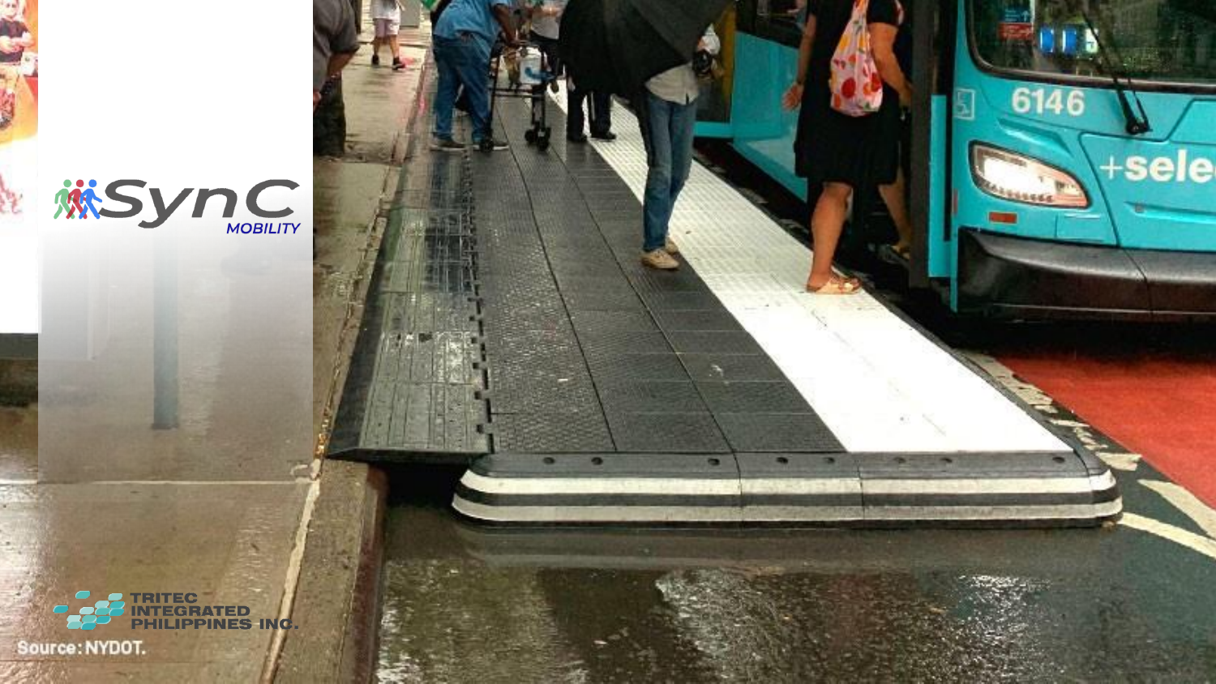SynC MOBILITY

TRITEC INTEGRATED PHILIPPINES INC.

Source: NYDOT.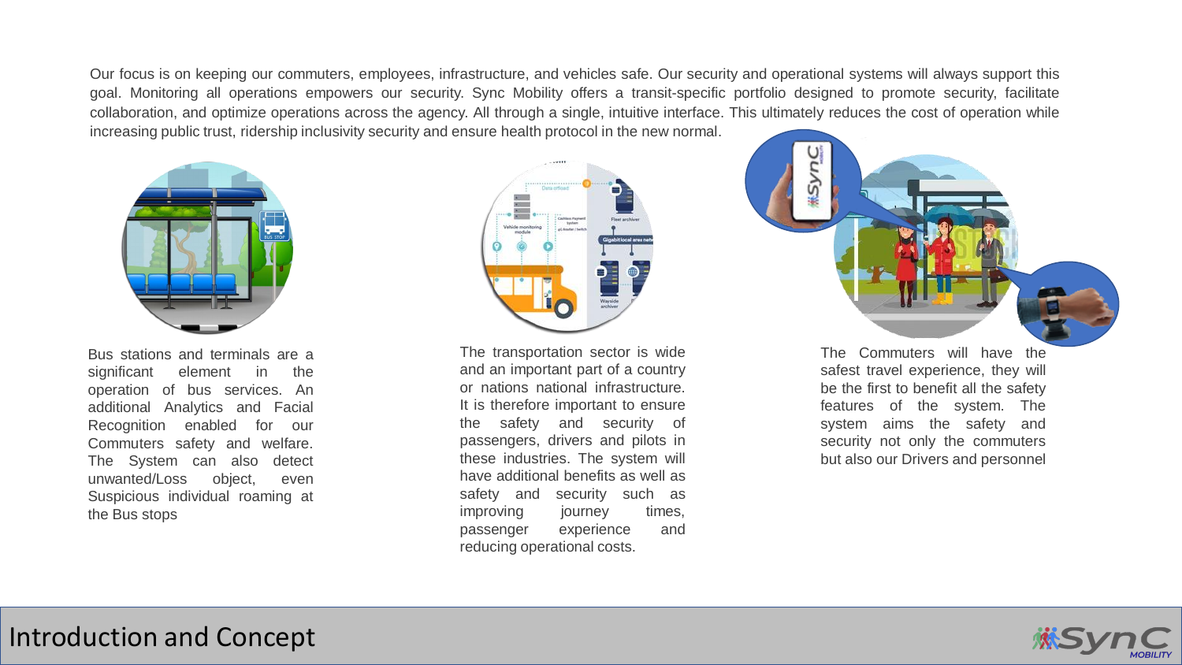# Introduction and Concept

Our focus is on keeping our commuters, employees, infrastructure, and vehicles safe. Our security and operational systems will always support this goal. Monitoring all operations empowers our security. Sync Mobility offers a transit-specific portfolio designed to promote security, facilitate collaboration, and optimize operations across the agency. All through a single, intuitive interface. This ultimately reduces the cost of operation while increasing public trust, ridership inclusivity security and ensure health protocol in the new normal.

Bus stations and terminals are a significant element in the operation of bus services. An additional Analytics and Facial Recognition enabled for our Commuters safety and welfare. The System can also detect unwanted/Loss object, even Suspicious individual roaming at the Bus stops

The transportation sector is wide and an important part of a country or nations national infrastructure. It is therefore important to ensure the safety and security of passengers, drivers and pilots in these industries. The system will have additional benefits as well as safety and security such as improving journey times, passenger experience and reducing operational costs.

The Commuters will have the safest travel experience, they will be the first to benefit all the safety features of the system. The system aims the safety and security not only the commuters but also our Drivers and personnel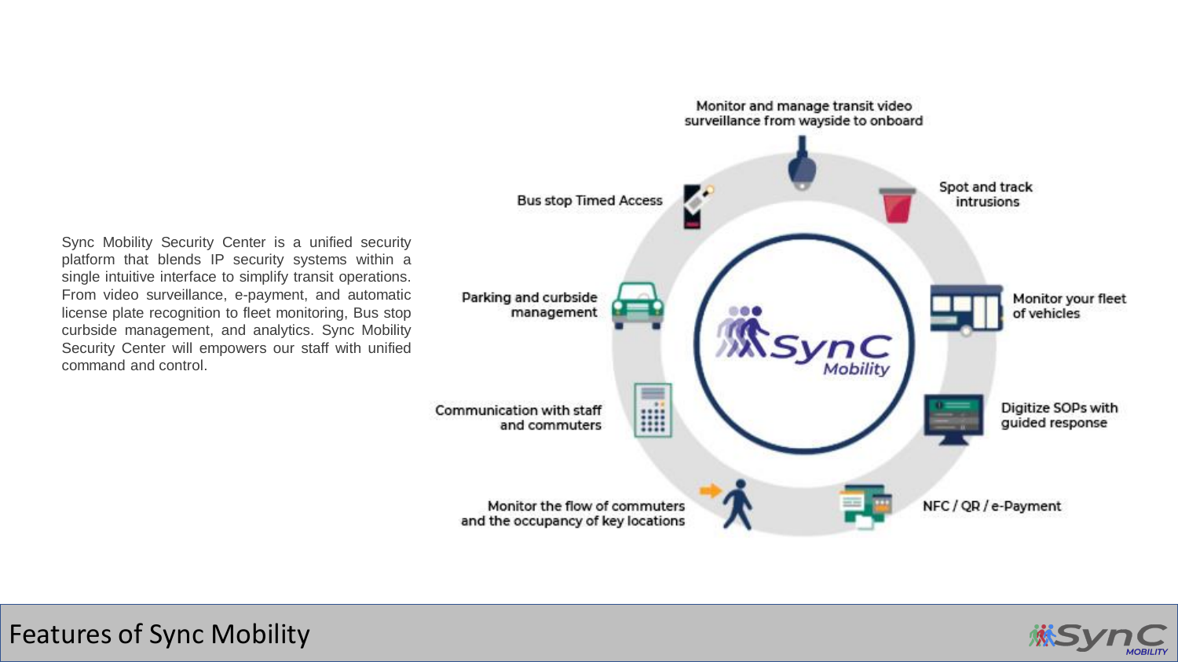# Features of Sync Mobility

Sync Mobility Security Center is a unified security platform that blends IP security systems within a single intuitive interface to simplify transit operations. From video surveillance, e-payment, and automatic license plate recognition to fleet monitoring, Bus stop curbside management, and analytics. Sync Mobility Security Center will empowers our staff with unified command and control.

- Monitor and manage transit video surveillance from wayside to onboard
- Spot and track intrusions
- Monitor your fleet of vehicles
- Digitize SOPs with guided response
- NFC / QR / e-Payment
- Monitor the flow of commuters and the occupancy of key locations
- Communication with staff and commuters
- Parking and curbside management
- Bus stop Timed Access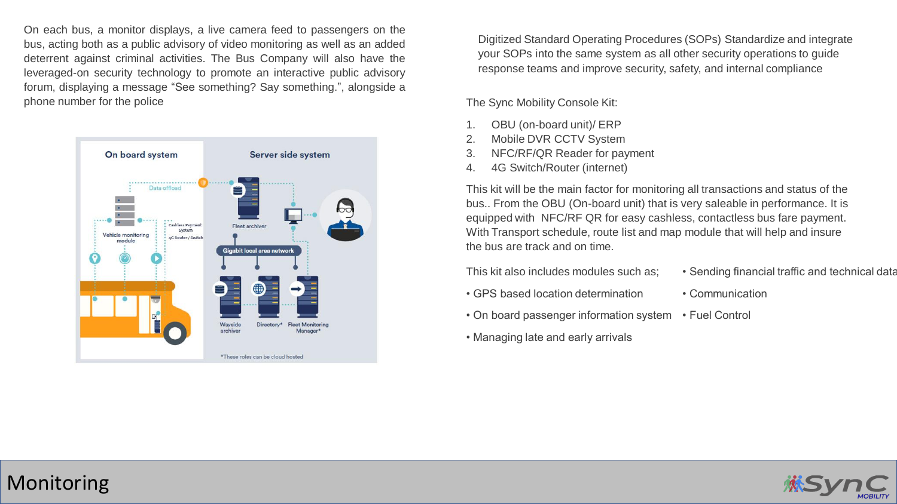On each bus, a monitor displays, a live camera feed to passengers on the bus, acting both as a public advisory of video monitoring as well as an added deterrent against criminal activities. The Bus Company will also have the leveraged-on security technology to promote an interactive public advisory forum, displaying a message “See something? Say something.”, alongside a phone number for the police

Digitized Standard Operating Procedures (SOPs) Standardize and integrate your SOPs into the same system as all other security operations to guide response teams and improve security, safety, and internal compliance

The Sync Mobility Console Kit:

1. OBU (on-board unit)/ ERP
2. Mobile DVR CCTV System
3. NFC/RF/QR Reader for payment
4. 4G Switch/Router (internet)

This kit will be the main factor for monitoring all transactions and status of the bus.. From the OBU (On-board unit) that is very saleable in performance. It is equipped with NFC/RF QR for easy cashless, contactless bus fare payment. With Transport schedule, route list and map module that will help and insure the bus are track and on time.

This kit also includes modules such as;

- GPS based location determination
- On board passenger information system
- Managing late and early arrivals
- Sending financial traffic and technical data
- Communication
- Fuel Control

# Monitoring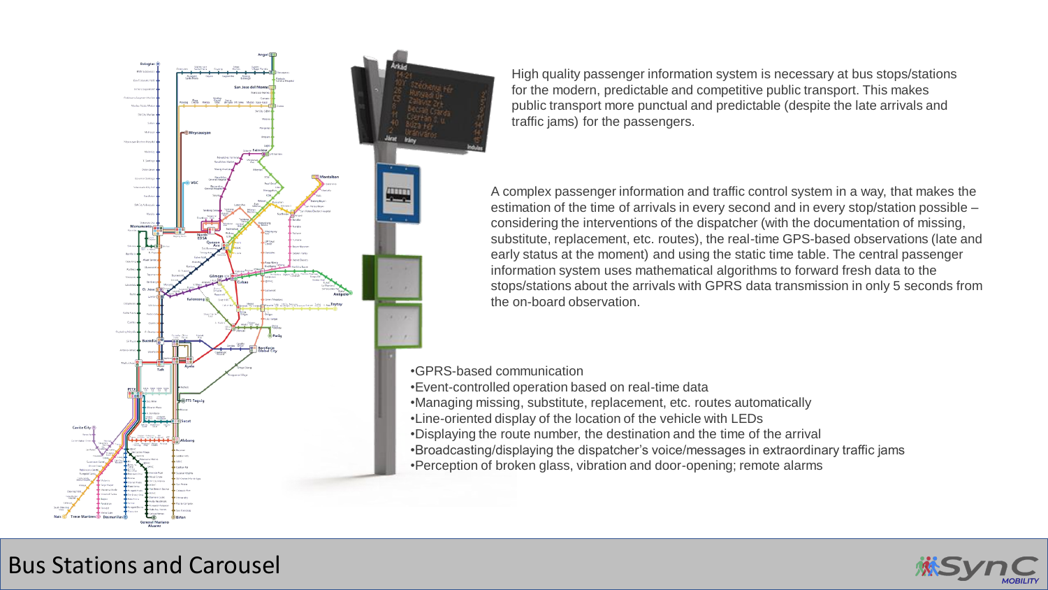# Bus Stations and Carousel

High quality passenger information system is necessary at bus stops/stations for the modern, predictable and competitive public transport. This makes public transport more punctual and predictable (despite the late arrivals and traffic jams) for the passengers.

A complex passenger information and traffic control system in a way, that makes the estimation of the time of arrivals in every second and in every stop/station possible – considering the interventions of the dispatcher (with the documentation of missing, substitute, replacement, etc. routes), the real-time GPS-based observations (late and early status at the moment) and using the static time table. The central passenger information system uses mathematical algorithms to forward fresh data to the stops/stations about the arrivals with GPRS data transmission in only 5 seconds from the on-board observation.

- GPRS-based communication
- Event-controlled operation based on real-time data
- Managing missing, substitute, replacement, etc. routes automatically
- Line-oriented display of the location of the vehicle with LEDs
- Displaying the route number, the destination and the time of the arrival
- Broadcasting/displaying the dispatcher's voice/messages in extraordinary traffic jams
- Perception of broken glass, vibration and door-opening; remote alarms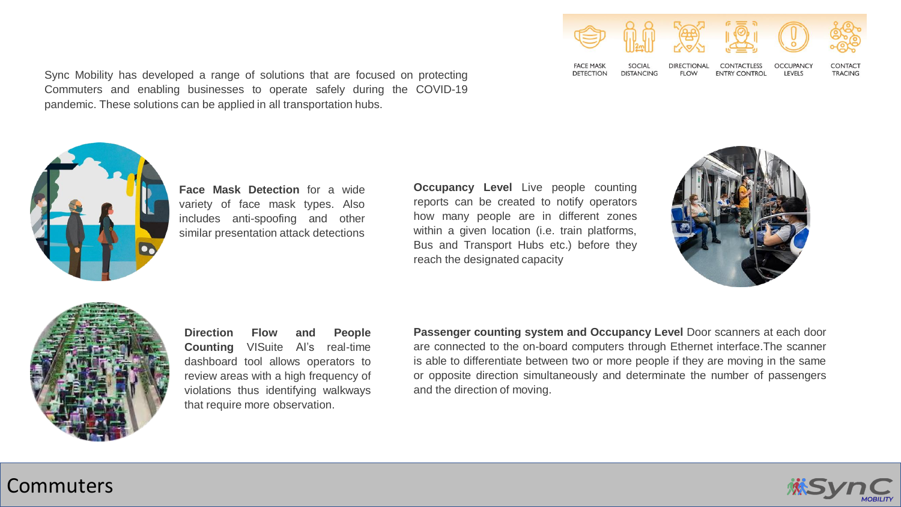Sync Mobility has developed a range of solutions that are focused on protecting Commuters and enabling businesses to operate safely during the COVID-19 pandemic. These solutions can be applied in all transportation hubs.

FACE MASK DETECTION | SOCIAL DISTANCING | DIRECTIONAL FLOW | CONTACTLESS ENTRY CONTROL | OCCUPANCY LEVELS | CONTACT TRACING

**Face Mask Detection** for a wide variety of face mask types. Also includes anti-spoofing and other similar presentation attack detections

**Occupancy Level** Live people counting reports can be created to notify operators how many people are in different zones within a given location (i.e. train platforms, Bus and Transport Hubs etc.) before they reach the designated capacity

**Direction Flow and People Counting** VISuite AI's real-time dashboard tool allows operators to review areas with a high frequency of violations thus identifying walkways that require more observation.

**Passenger counting system and Occupancy Level** Door scanners at each door are connected to the on-board computers through Ethernet interface.The scanner is able to differentiate between two or more people if they are moving in the same or opposite direction simultaneously and determinate the number of passengers and the direction of moving.

# Commuters